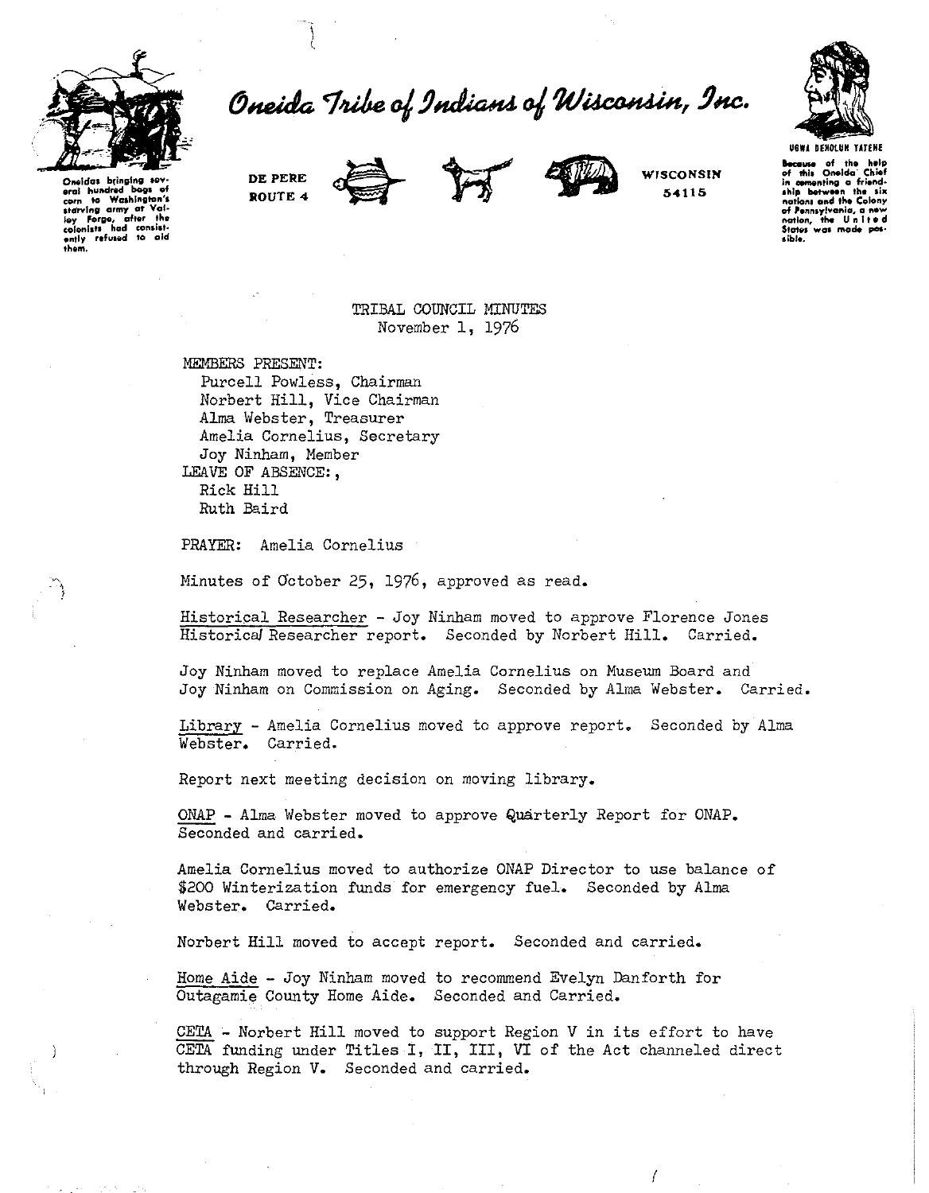# Oneida Tribe of Indians of Wisconsin, Inc.

Oneidas bringing several hundred bags of corn to Washington's starving army at Valley Forge, after the colonists had consistently refused to aid them.

DE PERE
ROUTE 4

WISCONSIN
54115

UGWA DEHOLUH YATEHE

Because of the help of this Oneida Chief in cementing a friendship between the six nations and the Colony of Pennsylvania, a new nation, the United States was made possible.

TRIBAL COUNCIL MINUTES
November 1, 1976

MEMBERS PRESENT:
Purcell Powless, Chairman
Norbert Hill, Vice Chairman
Alma Webster, Treasurer
Amelia Cornelius, Secretary
Joy Ninham, Member

LEAVE OF ABSENCE:,
Rick Hill
Ruth Baird

PRAYER: Amelia Cornelius

Minutes of October 25, 1976, approved as read.

Historical Researcher - Joy Ninham moved to approve Florence Jones Historical Researcher report. Seconded by Norbert Hill. Carried.

Joy Ninham moved to replace Amelia Cornelius on Museum Board and Joy Ninham on Commission on Aging. Seconded by Alma Webster. Carried.

Library - Amelia Cornelius moved to approve report. Seconded by Alma Webster. Carried.

Report next meeting decision on moving library.

ONAP - Alma Webster moved to approve Quarterly Report for ONAP. Seconded and carried.

Amelia Cornelius moved to authorize ONAP Director to use balance of $200 Winterization funds for emergency fuel. Seconded by Alma Webster. Carried.

Norbert Hill moved to accept report. Seconded and carried.

Home Aide - Joy Ninham moved to recommend Evelyn Danforth for Outagamie County Home Aide. Seconded and Carried.

CETA - Norbert Hill moved to support Region V in its effort to have CETA funding under Titles I, II, III, VI of the Act channeled direct through Region V. Seconded and carried.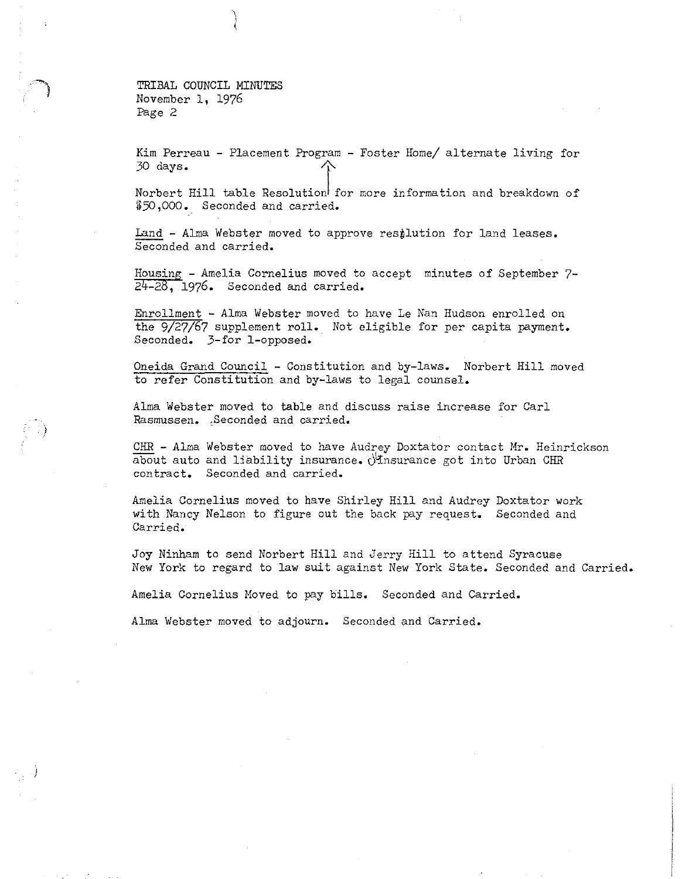TRIBAL COUNCIL MINUTES
November 1, 1976
Page 2

Kim Perreau - Placement Program - Foster Home/ alternate living for 30 days.

Norbert Hill table Resolution for more information and breakdown of $50,000. Seconded and carried.

Land - Alma Webster moved to approve resolution for land leases. Seconded and carried.

Housing - Amelia Cornelius moved to accept minutes of September 7-24-28, 1976. Seconded and carried.

Enrollment - Alma Webster moved to have Le Nan Hudson enrolled on the 9/27/67 supplement roll. Not eligible for per capita payment. Seconded. 3-for 1-opposed.

Oneida Grand Council - Constitution and by-laws. Norbert Hill moved to refer Constitution and by-laws to legal counsel.

Alma Webster moved to table and discuss raise increase for Carl Rasmussen. Seconded and carried.

CHR - Alma Webster moved to have Audrey Doxtator contact Mr. Heinrickson about auto and liability insurance. Insurance got into Urban CHR contract. Seconded and carried.

Amelia Cornelius moved to have Shirley Hill and Audrey Doxtator work with Nancy Nelson to figure out the back pay request. Seconded and Carried.

Joy Ninham to send Norbert Hill and Jerry Hill to attend Syracuse New York to regard to law suit against New York State. Seconded and Carried.

Amelia Cornelius Moved to pay bills. Seconded and Carried.

Alma Webster moved to adjourn. Seconded and Carried.